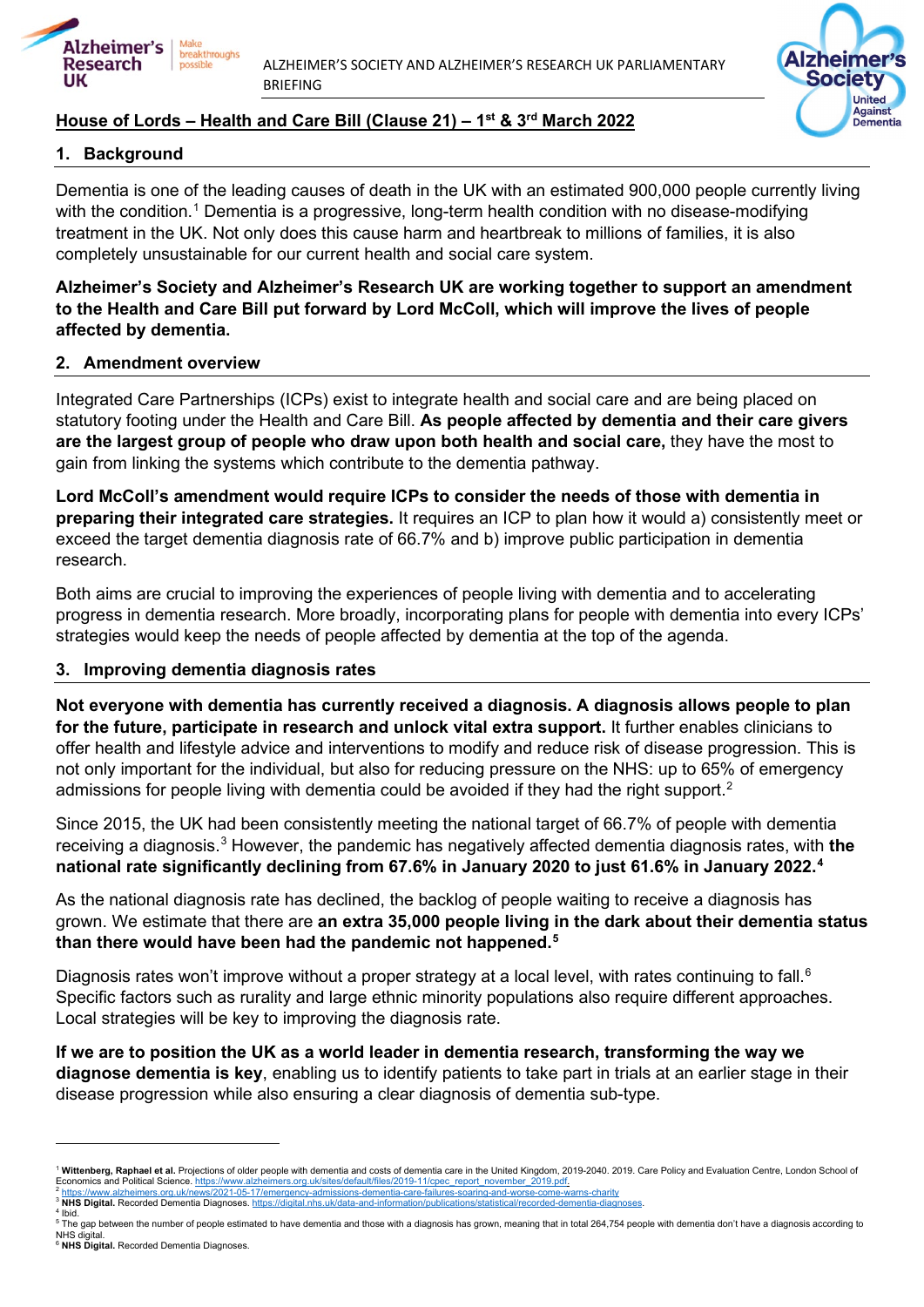ALZHEIMER'S SOCIETY AND ALZHEIMER'S RESEARCH UK PARLIAMENTARY BRIEFING

## House of Lords – Health and Care Bill (Clause 21) – 1st & 3rd March 2022

### 1. Background

Dementia is one of the leading causes of death in the UK with an estimated 900,000 people currently living with the condition.[1] Dementia is a progressive, long-term health condition with no disease-modifying treatment in the UK. Not only does this cause harm and heartbreak to millions of families, it is also completely unsustainable for our current health and social care system.

**Alzheimer's Society and Alzheimer's Research UK are working together to support an amendment to the Health and Care Bill put forward by Lord McColl, which will improve the lives of people affected by dementia.**

### 2. Amendment overview

Integrated Care Partnerships (ICPs) exist to integrate health and social care and are being placed on statutory footing under the Health and Care Bill. **As people affected by dementia and their care givers are the largest group of people who draw upon both health and social care,** they have the most to gain from linking the systems which contribute to the dementia pathway.

**Lord McColl's amendment would require ICPs to consider the needs of those with dementia in preparing their integrated care strategies.** It requires an ICP to plan how it would a) consistently meet or exceed the target dementia diagnosis rate of 66.7% and b) improve public participation in dementia research.

Both aims are crucial to improving the experiences of people living with dementia and to accelerating progress in dementia research. More broadly, incorporating plans for people with dementia into every ICPs' strategies would keep the needs of people affected by dementia at the top of the agenda.

### 3. Improving dementia diagnosis rates

**Not everyone with dementia has currently received a diagnosis. A diagnosis allows people to plan for the future, participate in research and unlock vital extra support.** It further enables clinicians to offer health and lifestyle advice and interventions to modify and reduce risk of disease progression. This is not only important for the individual, but also for reducing pressure on the NHS: up to 65% of emergency admissions for people living with dementia could be avoided if they had the right support.[2]

Since 2015, the UK had been consistently meeting the national target of 66.7% of people with dementia receiving a diagnosis.[3] However, the pandemic has negatively affected dementia diagnosis rates, with **the national rate significantly declining from 67.6% in January 2020 to just 61.6% in January 2022.**[4]

As the national diagnosis rate has declined, the backlog of people waiting to receive a diagnosis has grown. We estimate that there are **an extra 35,000 people living in the dark about their dementia status than there would have been had the pandemic not happened.**[5]

Diagnosis rates won't improve without a proper strategy at a local level, with rates continuing to fall.[6] Specific factors such as rurality and large ethnic minority populations also require different approaches. Local strategies will be key to improving the diagnosis rate.

**If we are to position the UK as a world leader in dementia research, transforming the way we diagnose dementia is key**, enabling us to identify patients to take part in trials at an earlier stage in their disease progression while also ensuring a clear diagnosis of dementia sub-type.

---

[1] **Wittenberg, Raphael et al.** Projections of older people with dementia and costs of dementia care in the United Kingdom, 2019-2040. 2019. Care Policy and Evaluation Centre, London School of Economics and Political Science. https://www.alzheimers.org.uk/sites/default/files/2019-11/cpec_report_november_2019.pdf.

[2] https://www.alzheimers.org.uk/news/2021-05-17/emergency-admissions-dementia-care-failures-soaring-and-worse-come-warns-charity

[3] **NHS Digital.** Recorded Dementia Diagnoses. https://digital.nhs.uk/data-and-information/publications/statistical/recorded-dementia-diagnoses.

[4] Ibid.

[5] The gap between the number of people estimated to have dementia and those with a diagnosis has grown, meaning that in total 264,754 people with dementia don't have a diagnosis according to NHS digital.

[6] **NHS Digital.** Recorded Dementia Diagnoses.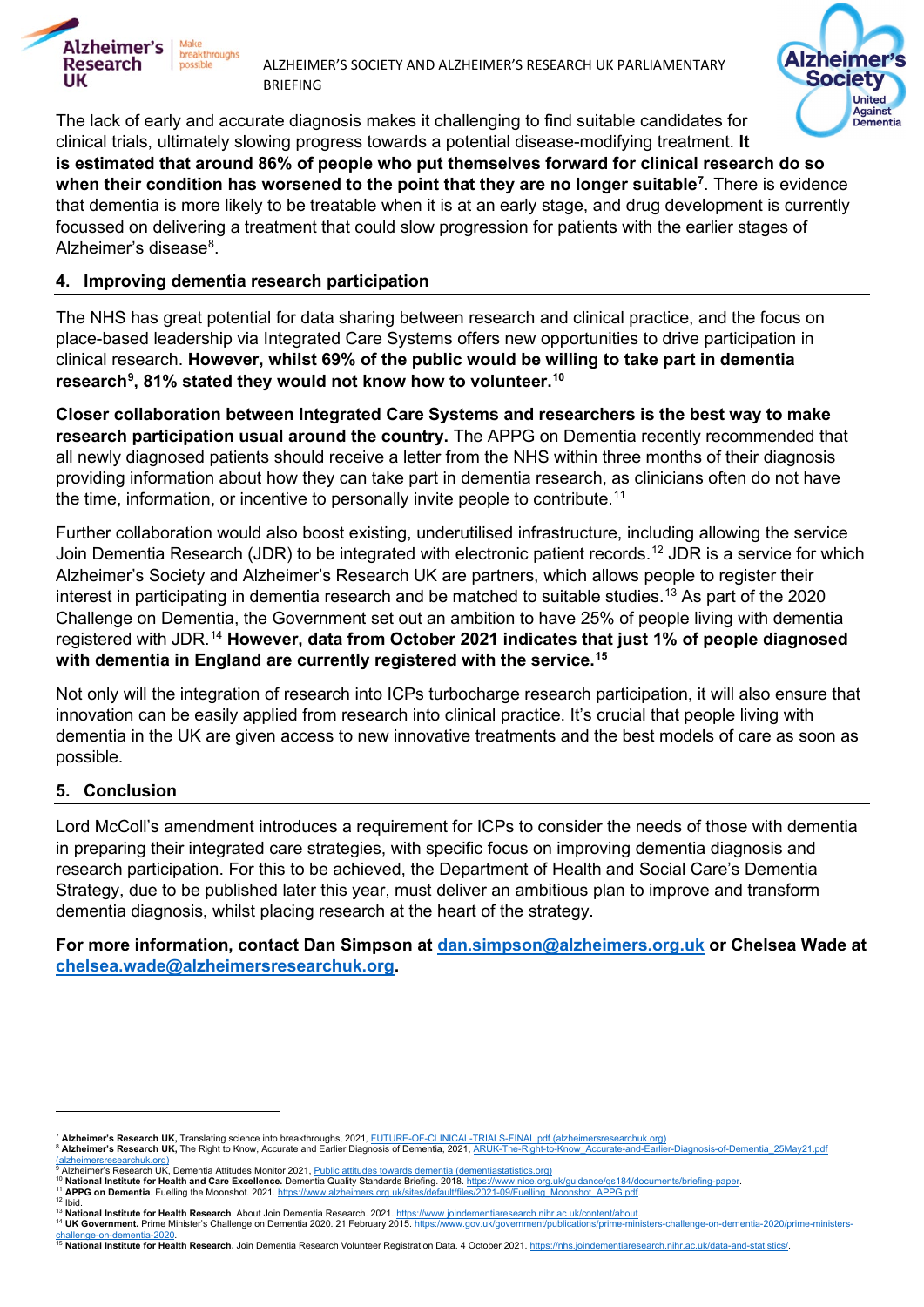The lack of early and accurate diagnosis makes it challenging to find suitable candidates for clinical trials, ultimately slowing progress towards a potential disease-modifying treatment. **It is estimated that around 86% of people who put themselves forward for clinical research do so when their condition has worsened to the point that they are no longer suitable[7]**. There is evidence that dementia is more likely to be treatable when it is at an early stage, and drug development is currently focussed on delivering a treatment that could slow progression for patients with the earlier stages of Alzheimer's disease[8].

## 4. Improving dementia research participation

The NHS has great potential for data sharing between research and clinical practice, and the focus on place-based leadership via Integrated Care Systems offers new opportunities to drive participation in clinical research. **However, whilst 69% of the public would be willing to take part in dementia research[9], 81% stated they would not know how to volunteer.[10]**

**Closer collaboration between Integrated Care Systems and researchers is the best way to make research participation usual around the country.** The APPG on Dementia recently recommended that all newly diagnosed patients should receive a letter from the NHS within three months of their diagnosis providing information about how they can take part in dementia research, as clinicians often do not have the time, information, or incentive to personally invite people to contribute.[11]

Further collaboration would also boost existing, underutilised infrastructure, including allowing the service Join Dementia Research (JDR) to be integrated with electronic patient records.[12] JDR is a service for which Alzheimer's Society and Alzheimer's Research UK are partners, which allows people to register their interest in participating in dementia research and be matched to suitable studies.[13] As part of the 2020 Challenge on Dementia, the Government set out an ambition to have 25% of people living with dementia registered with JDR.[14] **However, data from October 2021 indicates that just 1% of people diagnosed with dementia in England are currently registered with the service.[15]**

Not only will the integration of research into ICPs turbocharge research participation, it will also ensure that innovation can be easily applied from research into clinical practice. It's crucial that people living with dementia in the UK are given access to new innovative treatments and the best models of care as soon as possible.

## 5. Conclusion

Lord McColl's amendment introduces a requirement for ICPs to consider the needs of those with dementia in preparing their integrated care strategies, with specific focus on improving dementia diagnosis and research participation. For this to be achieved, the Department of Health and Social Care's Dementia Strategy, due to be published later this year, must deliver an ambitious plan to improve and transform dementia diagnosis, whilst placing research at the heart of the strategy.

**For more information, contact Dan Simpson at dan.simpson@alzheimers.org.uk or Chelsea Wade at chelsea.wade@alzheimersresearchuk.org.**

---

[7] **Alzheimer's Research UK,** Translating science into breakthroughs, 2021, FUTURE-OF-CLINICAL-TRIALS-FINAL.pdf (alzheimersresearchuk.org)

[8] **Alzheimer's Research UK,** The Right to Know, Accurate and Earlier Diagnosis of Dementia, 2021, ARUK-The-Right-to-Know_Accurate-and-Earlier-Diagnosis-of-Dementia_25May21.pdf (alzheimersresearchuk.org)

[9] Alzheimer's Research UK, Dementia Attitudes Monitor 2021, Public attitudes towards dementia (dementiastatistics.org)

[10] **National Institute for Health and Care Excellence.** Dementia Quality Standards Briefing. 2018. https://www.nice.org.uk/guidance/qs184/documents/briefing-paper.

[11] **APPG on Dementia**. Fuelling the Moonshot. 2021. https://www.alzheimers.org.uk/sites/default/files/2021-09/Fuelling_Moonshot_APPG.pdf.

[12] Ibid.

[13] **National Institute for Health Research**. About Join Dementia Research. 2021. https://www.joindementiaresearch.nihr.ac.uk/content/about.

[14] **UK Government.** Prime Minister's Challenge on Dementia 2020. 21 February 2015. https://www.gov.uk/government/publications/prime-ministers-challenge-on-dementia-2020/prime-ministers-challenge-on-dementia-2020.

[15] **National Institute for Health Research.** Join Dementia Research Volunteer Registration Data. 4 October 2021. https://nhs.joindementiaresearch.nihr.ac.uk/data-and-statistics/.